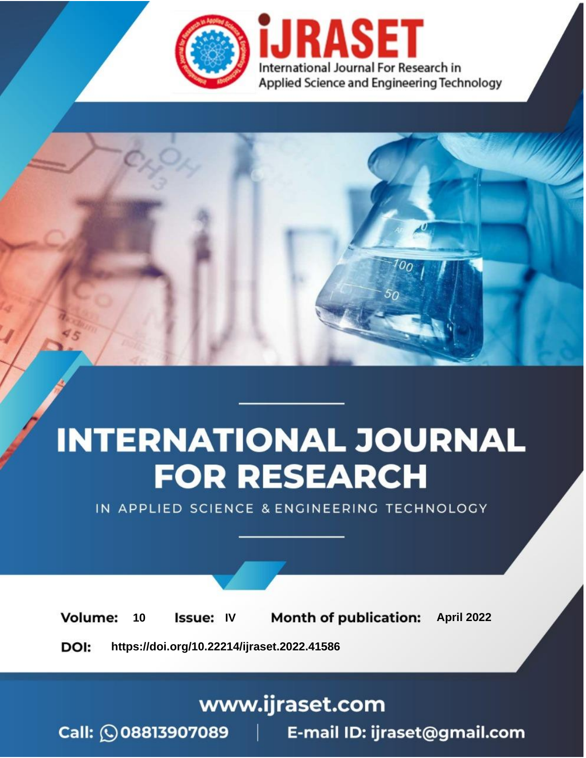iJRASET

International Journal For Research in Applied Science and Engineering Technology

# INTERNATIONAL JOURNAL FOR RESEARCH

IN APPLIED SCIENCE & ENGINEERING TECHNOLOGY

**Volume:** 10 **Issue:** IV **Month of publication:** April 2022

**DOI:** https://doi.org/10.22214/ijraset.2022.41586

www.ijraset.com

Call: 08813907089 | E-mail ID: ijraset@gmail.com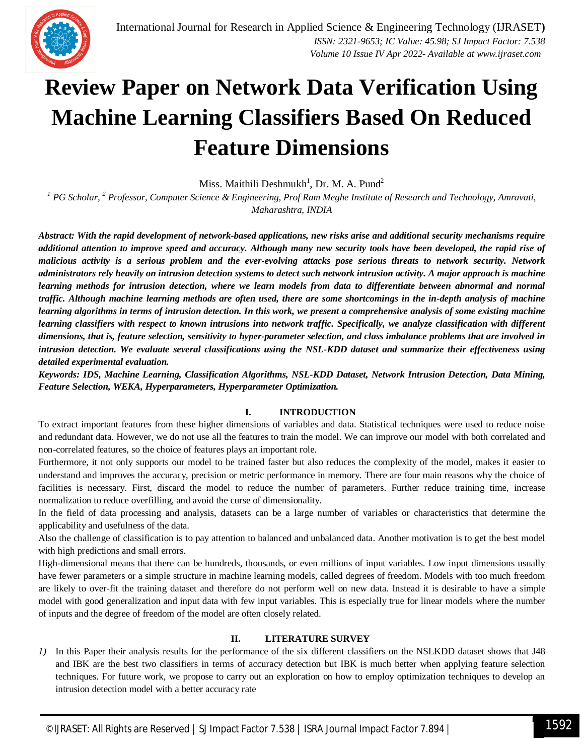# Review Paper on Network Data Verification Using Machine Learning Classifiers Based On Reduced Feature Dimensions

Miss. Maithili Deshmukh[1], Dr. M. A. Pund[2]

[1] PG Scholar, [2] Professor, Computer Science & Engineering, Prof Ram Meghe Institute of Research and Technology, Amravati, Maharashtra, INDIA

***Abstract:** With the rapid development of network-based applications, new risks arise and additional security mechanisms require additional attention to improve speed and accuracy. Although many new security tools have been developed, the rapid rise of malicious activity is a serious problem and the ever-evolving attacks pose serious threats to network security. Network administrators rely heavily on intrusion detection systems to detect such network intrusion activity. A major approach is machine learning methods for intrusion detection, where we learn models from data to differentiate between abnormal and normal traffic. Although machine learning methods are often used, there are some shortcomings in the in-depth analysis of machine learning algorithms in terms of intrusion detection. In this work, we present a comprehensive analysis of some existing machine learning classifiers with respect to known intrusions into network traffic. Specifically, we analyze classification with different dimensions, that is, feature selection, sensitivity to hyper-parameter selection, and class imbalance problems that are involved in intrusion detection. We evaluate several classifications using the NSL-KDD dataset and summarize their effectiveness using detailed experimental evaluation.*

***Keywords:** IDS, Machine Learning, Classification Algorithms, NSL-KDD Dataset, Network Intrusion Detection, Data Mining, Feature Selection, WEKA, Hyperparameters, Hyperparameter Optimization.*

## I. INTRODUCTION

To extract important features from these higher dimensions of variables and data. Statistical techniques were used to reduce noise and redundant data. However, we do not use all the features to train the model. We can improve our model with both correlated and non-correlated features, so the choice of features plays an important role.

Furthermore, it not only supports our model to be trained faster but also reduces the complexity of the model, makes it easier to understand and improves the accuracy, precision or metric performance in memory. There are four main reasons why the choice of facilities is necessary. First, discard the model to reduce the number of parameters. Further reduce training time, increase normalization to reduce overfilling, and avoid the curse of dimensionality.

In the field of data processing and analysis, datasets can be a large number of variables or characteristics that determine the applicability and usefulness of the data.

Also the challenge of classification is to pay attention to balanced and unbalanced data. Another motivation is to get the best model with high predictions and small errors.

High-dimensional means that there can be hundreds, thousands, or even millions of input variables. Low input dimensions usually have fewer parameters or a simple structure in machine learning models, called degrees of freedom. Models with too much freedom are likely to over-fit the training dataset and therefore do not perform well on new data. Instead it is desirable to have a simple model with good generalization and input data with few input variables. This is especially true for linear models where the number of inputs and the degree of freedom of the model are often closely related.

## II. LITERATURE SURVEY

1) In this Paper their analysis results for the performance of the six different classifiers on the NSLKDD dataset shows that J48 and IBK are the best two classifiers in terms of accuracy detection but IBK is much better when applying feature selection techniques. For future work, we propose to carry out an exploration on how to employ optimization techniques to develop an intrusion detection model with a better accuracy rate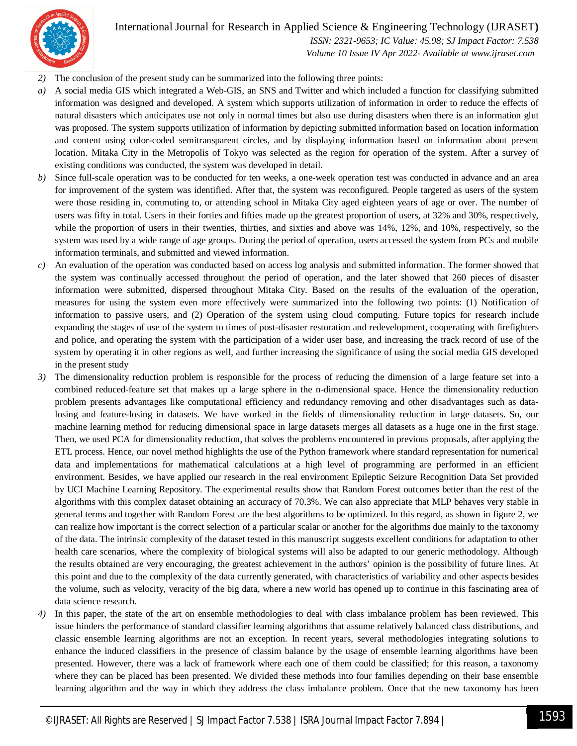2) The conclusion of the present study can be summarized into the following three points:

a) A social media GIS which integrated a Web-GIS, an SNS and Twitter and which included a function for classifying submitted information was designed and developed. A system which supports utilization of information in order to reduce the effects of natural disasters which anticipates use not only in normal times but also use during disasters when there is an information glut was proposed. The system supports utilization of information by depicting submitted information based on location information and content using color-coded semitransparent circles, and by displaying information based on information about present location. Mitaka City in the Metropolis of Tokyo was selected as the region for operation of the system. After a survey of existing conditions was conducted, the system was developed in detail.

b) Since full-scale operation was to be conducted for ten weeks, a one-week operation test was conducted in advance and an area for improvement of the system was identified. After that, the system was reconfigured. People targeted as users of the system were those residing in, commuting to, or attending school in Mitaka City aged eighteen years of age or over. The number of users was fifty in total. Users in their forties and fifties made up the greatest proportion of users, at 32% and 30%, respectively, while the proportion of users in their twenties, thirties, and sixties and above was 14%, 12%, and 10%, respectively, so the system was used by a wide range of age groups. During the period of operation, users accessed the system from PCs and mobile information terminals, and submitted and viewed information.

c) An evaluation of the operation was conducted based on access log analysis and submitted information. The former showed that the system was continually accessed throughout the period of operation, and the later showed that 260 pieces of disaster information were submitted, dispersed throughout Mitaka City. Based on the results of the evaluation of the operation, measures for using the system even more effectively were summarized into the following two points: (1) Notification of information to passive users, and (2) Operation of the system using cloud computing. Future topics for research include expanding the stages of use of the system to times of post-disaster restoration and redevelopment, cooperating with firefighters and police, and operating the system with the participation of a wider user base, and increasing the track record of use of the system by operating it in other regions as well, and further increasing the significance of using the social media GIS developed in the present study

3) The dimensionality reduction problem is responsible for the process of reducing the dimension of a large feature set into a combined reduced-feature set that makes up a large sphere in the n-dimensional space. Hence the dimensionality reduction problem presents advantages like computational efficiency and redundancy removing and other disadvantages such as data-losing and feature-losing in datasets. We have worked in the fields of dimensionality reduction in large datasets. So, our machine learning method for reducing dimensional space in large datasets merges all datasets as a huge one in the first stage. Then, we used PCA for dimensionality reduction, that solves the problems encountered in previous proposals, after applying the ETL process. Hence, our novel method highlights the use of the Python framework where standard representation for numerical data and implementations for mathematical calculations at a high level of programming are performed in an efficient environment. Besides, we have applied our research in the real environment Epileptic Seizure Recognition Data Set provided by UCI Machine Learning Repository. The experimental results show that Random Forest outcomes better than the rest of the algorithms with this complex dataset obtaining an accuracy of 70.3%. We can also appreciate that MLP behaves very stable in general terms and together with Random Forest are the best algorithms to be optimized. In this regard, as shown in figure 2, we can realize how important is the correct selection of a particular scalar or another for the algorithms due mainly to the taxonomy of the data. The intrinsic complexity of the dataset tested in this manuscript suggests excellent conditions for adaptation to other health care scenarios, where the complexity of biological systems will also be adapted to our generic methodology. Although the results obtained are very encouraging, the greatest achievement in the authors' opinion is the possibility of future lines. At this point and due to the complexity of the data currently generated, with characteristics of variability and other aspects besides the volume, such as velocity, veracity of the big data, where a new world has opened up to continue in this fascinating area of data science research.

4) In this paper, the state of the art on ensemble methodologies to deal with class imbalance problem has been reviewed. This issue hinders the performance of standard classifier learning algorithms that assume relatively balanced class distributions, and classic ensemble learning algorithms are not an exception. In recent years, several methodologies integrating solutions to enhance the induced classifiers in the presence of classim balance by the usage of ensemble learning algorithms have been presented. However, there was a lack of framework where each one of them could be classified; for this reason, a taxonomy where they can be placed has been presented. We divided these methods into four families depending on their base ensemble learning algorithm and the way in which they address the class imbalance problem. Once that the new taxonomy has been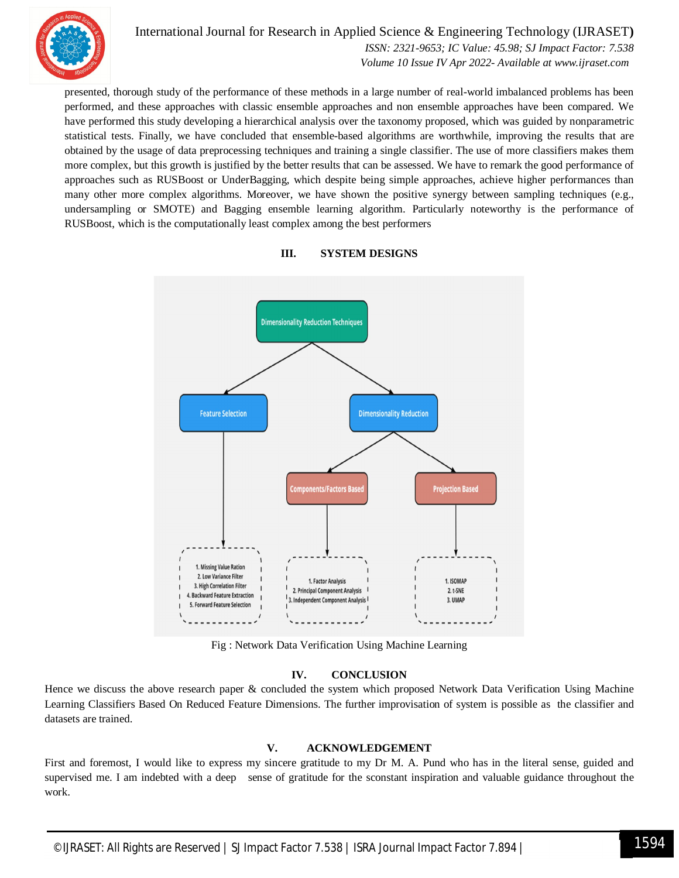presented, thorough study of the performance of these methods in a large number of real-world imbalanced problems has been performed, and these approaches with classic ensemble approaches and non ensemble approaches have been compared. We have performed this study developing a hierarchical analysis over the taxonomy proposed, which was guided by nonparametric statistical tests. Finally, we have concluded that ensemble-based algorithms are worthwhile, improving the results that are obtained by the usage of data preprocessing techniques and training a single classifier. The use of more classifiers makes them more complex, but this growth is justified by the better results that can be assessed. We have to remark the good performance of approaches such as RUSBoost or UnderBagging, which despite being simple approaches, achieve higher performances than many other more complex algorithms. Moreover, we have shown the positive synergy between sampling techniques (e.g., undersampling or SMOTE) and Bagging ensemble learning algorithm. Particularly noteworthy is the performance of RUSBoost, which is the computationally least complex among the best performers

## III. SYSTEM DESIGNS

Dimensionality Reduction Techniques

Feature Selection

Dimensionality Reduction

Components/Factors Based

Projection Based

1. Missing Value Ration
2. Low Variance Filter
3. High Correlation Filter
4. Backward Feature Extraction
5. Forward Feature Selection

1. Factor Analysis
2. Principal Component Analysis
3. Independent Component Analysis

1. ISOMAP
2. t-SNE
3. UMAP

Fig : Network Data Verification Using Machine Learning

## IV. CONCLUSION

Hence we discuss the above research paper & concluded the system which proposed Network Data Verification Using Machine Learning Classifiers Based On Reduced Feature Dimensions. The further improvisation of system is possible as the classifier and datasets are trained.

## V. ACKNOWLEDGEMENT

First and foremost, I would like to express my sincere gratitude to my Dr M. A. Pund who has in the literal sense, guided and supervised me. I am indebted with a deep sense of gratitude for the sconstant inspiration and valuable guidance throughout the work.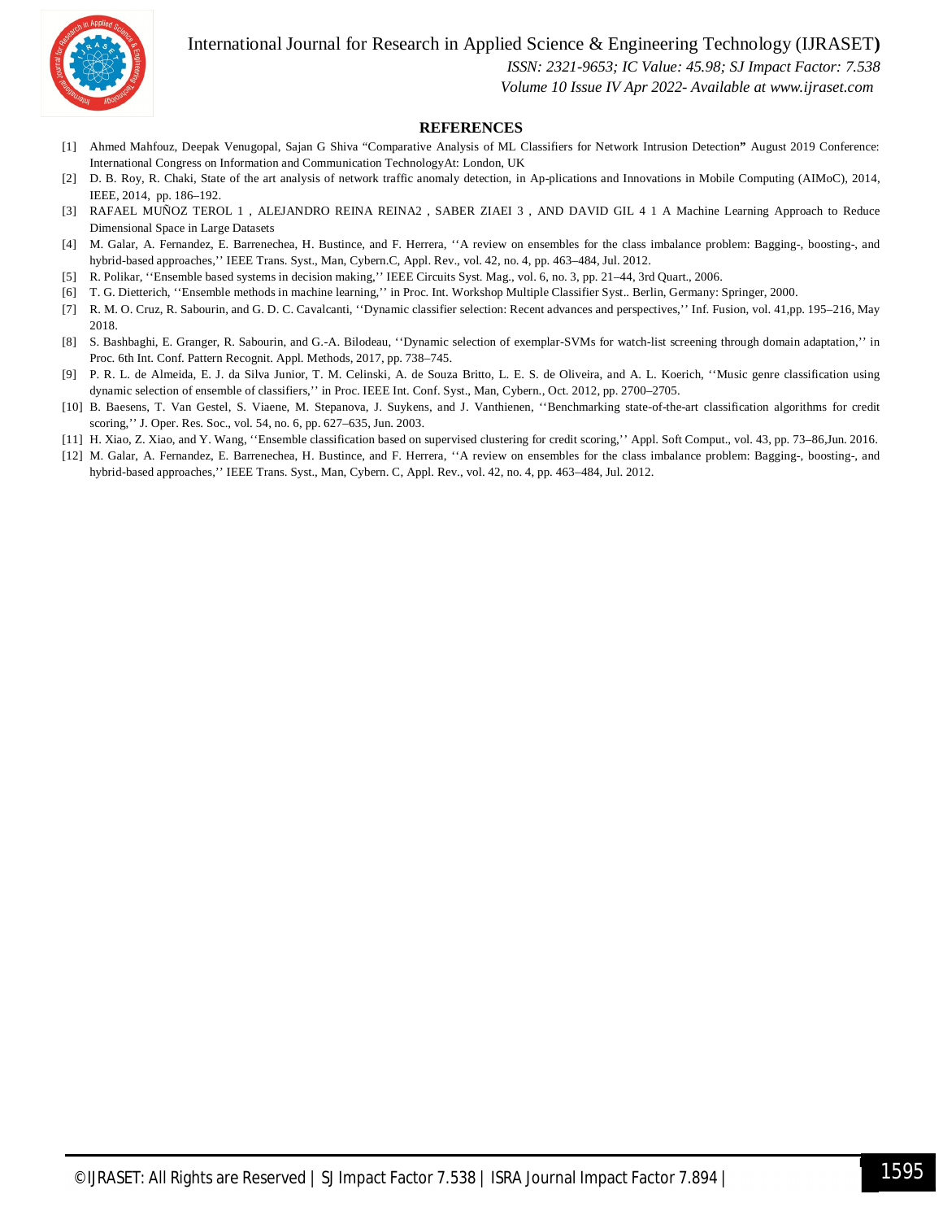## REFERENCES

[1] Ahmed Mahfouz, Deepak Venugopal, Sajan G Shiva "Comparative Analysis of ML Classifiers for Network Intrusion Detection**"** August 2019 Conference: International Congress on Information and Communication TechnologyAt: London, UK

[2] D. B. Roy, R. Chaki, State of the art analysis of network traffic anomaly detection, in Ap-plications and Innovations in Mobile Computing (AIMoC), 2014, IEEE, 2014, pp. 186–192.

[3] RAFAEL MUÑOZ TEROL 1 , ALEJANDRO REINA REINA2 , SABER ZIAEI 3 , AND DAVID GIL 4 1 A Machine Learning Approach to Reduce Dimensional Space in Large Datasets

[4] M. Galar, A. Fernandez, E. Barrenechea, H. Bustince, and F. Herrera, ''A review on ensembles for the class imbalance problem: Bagging-, boosting-, and hybrid-based approaches,'' IEEE Trans. Syst., Man, Cybern.C, Appl. Rev., vol. 42, no. 4, pp. 463–484, Jul. 2012.

[5] R. Polikar, ''Ensemble based systems in decision making,'' IEEE Circuits Syst. Mag., vol. 6, no. 3, pp. 21–44, 3rd Quart., 2006.

[6] T. G. Dietterich, ''Ensemble methods in machine learning,'' in Proc. Int. Workshop Multiple Classifier Syst.. Berlin, Germany: Springer, 2000.

[7] R. M. O. Cruz, R. Sabourin, and G. D. C. Cavalcanti, ''Dynamic classifier selection: Recent advances and perspectives,'' Inf. Fusion, vol. 41,pp. 195–216, May 2018.

[8] S. Bashbaghi, E. Granger, R. Sabourin, and G.-A. Bilodeau, ''Dynamic selection of exemplar-SVMs for watch-list screening through domain adaptation,'' in Proc. 6th Int. Conf. Pattern Recognit. Appl. Methods, 2017, pp. 738–745.

[9] P. R. L. de Almeida, E. J. da Silva Junior, T. M. Celinski, A. de Souza Britto, L. E. S. de Oliveira, and A. L. Koerich, ''Music genre classification using dynamic selection of ensemble of classifiers,'' in Proc. IEEE Int. Conf. Syst., Man, Cybern., Oct. 2012, pp. 2700–2705.

[10] B. Baesens, T. Van Gestel, S. Viaene, M. Stepanova, J. Suykens, and J. Vanthienen, ''Benchmarking state-of-the-art classification algorithms for credit scoring,'' J. Oper. Res. Soc., vol. 54, no. 6, pp. 627–635, Jun. 2003.

[11] H. Xiao, Z. Xiao, and Y. Wang, ''Ensemble classification based on supervised clustering for credit scoring,'' Appl. Soft Comput., vol. 43, pp. 73–86,Jun. 2016.

[12] M. Galar, A. Fernandez, E. Barrenechea, H. Bustince, and F. Herrera, ''A review on ensembles for the class imbalance problem: Bagging-, boosting-, and hybrid-based approaches,'' IEEE Trans. Syst., Man, Cybern. C, Appl. Rev., vol. 42, no. 4, pp. 463–484, Jul. 2012.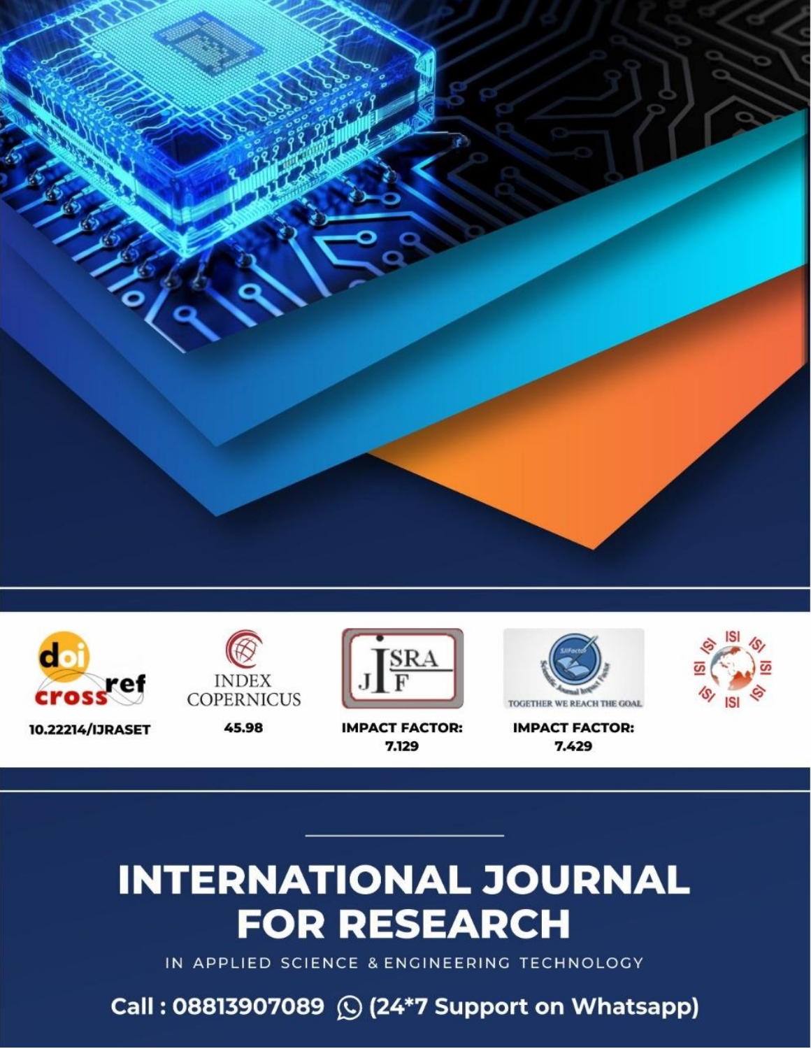10.22214/IJRASET

45.98

IMPACT FACTOR: 7.129

IMPACT FACTOR: 7.429

# INTERNATIONAL JOURNAL FOR RESEARCH

IN APPLIED SCIENCE & ENGINEERING TECHNOLOGY

Call : 08813907089 (24*7 Support on Whatsapp)